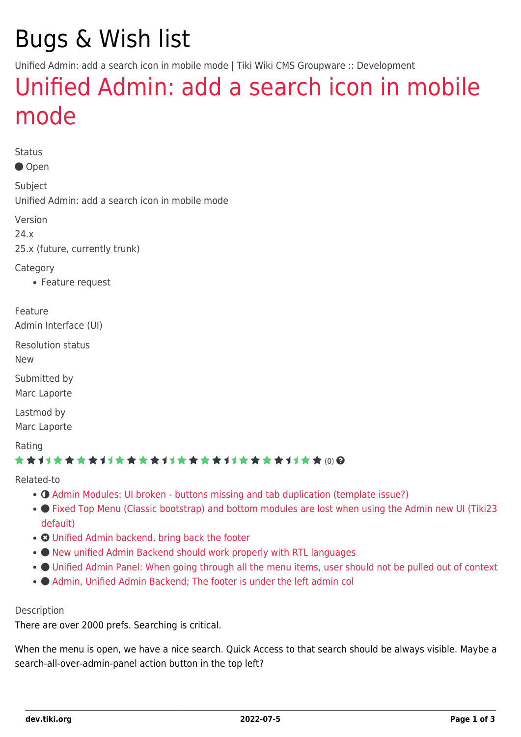# Bugs & Wish list

Unified Admin: add a search icon in mobile mode | Tiki Wiki CMS Groupware :: Development

## Unified Admin: add a search icon in mobile mode

Status

● Open

Subject

Unified Admin: add a search icon in mobile mode

Version

24.x

25.x (future, currently trunk)

Category

- Feature request

Feature

Admin Interface (UI)

Resolution status

New

Submitted by

Marc Laporte

Lastmod by

Marc Laporte

Rating

★★★★★★★★★★★★★★★★★★★★★★★★★ (0)

Related-to

- ◐ Admin Modules: UI broken - buttons missing and tab duplication (template issue?)
- ● Fixed Top Menu (Classic bootstrap) and bottom modules are lost when using the Admin new UI (Tiki23 default)
- ⊗ Unified Admin backend, bring back the footer
- ● New unified Admin Backend should work properly with RTL languages
- ● Unified Admin Panel: When going through all the menu items, user should not be pulled out of context
- ● Admin, Unified Admin Backend; The footer is under the left admin col

Description

There are over 2000 prefs. Searching is critical.

When the menu is open, we have a nice search. Quick Access to that search should be always visible. Maybe a search-all-over-admin-panel action button in the top left?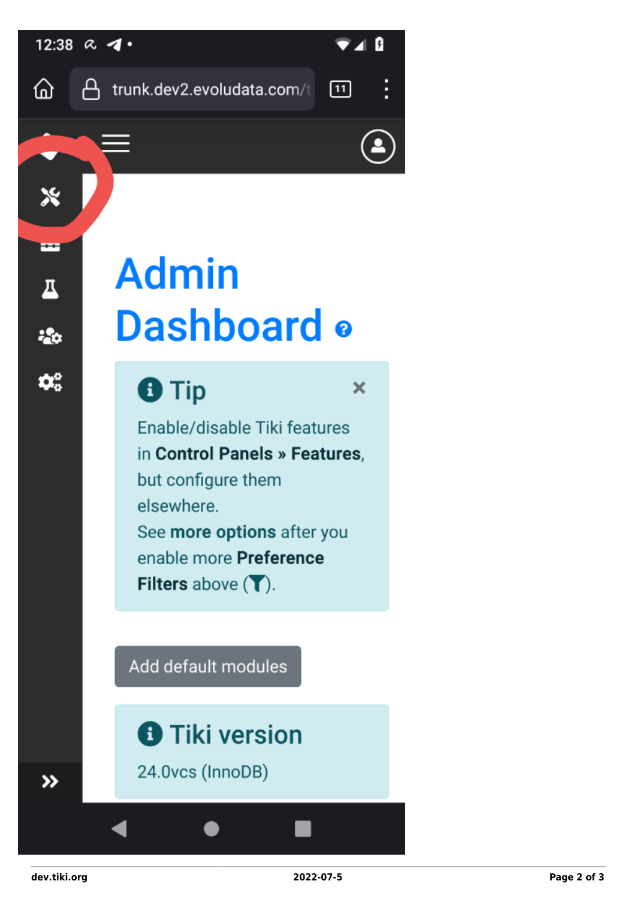12:38

trunk.dev2.evoludata.com/t

# Admin Dashboard

**Tip**

Enable/disable Tiki features in **Control Panels » Features**, but configure them elsewhere.
See **more options** after you enable more **Preference Filters** above ().

Add default modules

**Tiki version**

24.0vcs (InnoDB)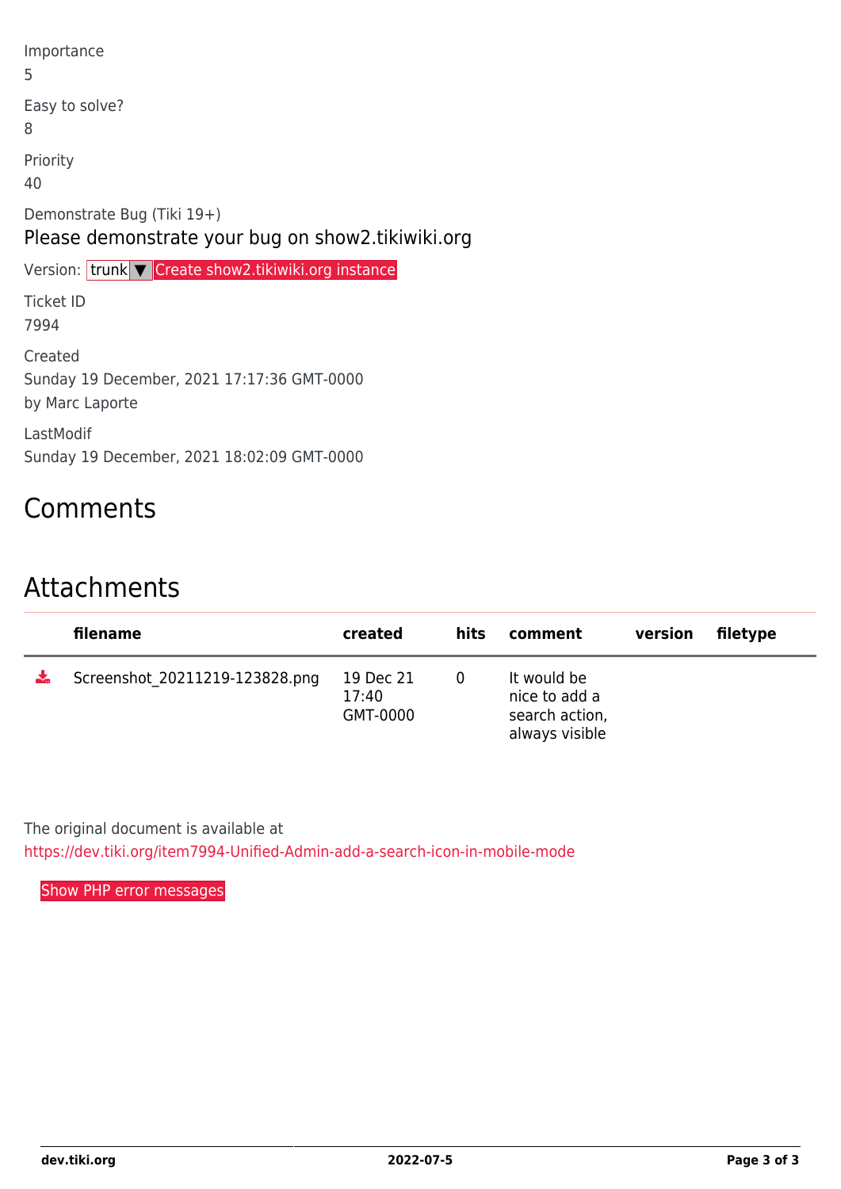Importance

5

Easy to solve?

8

Priority

40

Demonstrate Bug (Tiki 19+)

Please demonstrate your bug on show2.tikiwiki.org

Version: trunk ▼ Create show2.tikiwiki.org instance

Ticket ID

7994

Created

Sunday 19 December, 2021 17:17:36 GMT-0000

by Marc Laporte

LastModif

Sunday 19 December, 2021 18:02:09 GMT-0000

## Comments

## Attachments

| | filename | created | hits | comment | version | filetype |
|---|---|---|---|---|---|---|
| | Screenshot_20211219-123828.png | 19 Dec 21 17:40 GMT-0000 | 0 | It would be nice to add a search action, always visible | | |

The original document is available at https://dev.tiki.org/item7994-Unified-Admin-add-a-search-icon-in-mobile-mode

Show PHP error messages